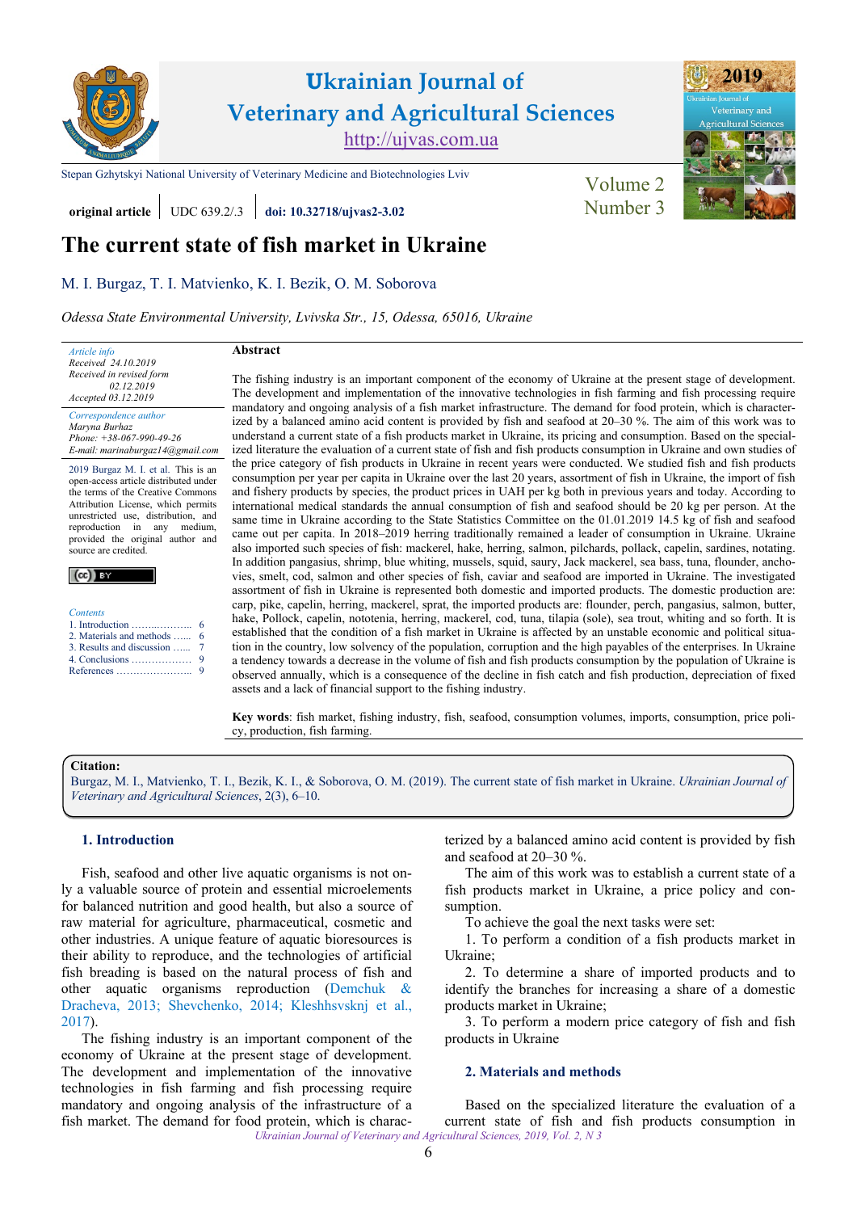# Ukrainian Journal of Veterinary and Agricultural Sciences

http://ujvas.com.ua

Stepan Gzhytskyi National University of Veterinary Medicine and Biotechnologies Lviv

**original article** | UDC 639.2/.3 | **doi: 10.32718/ujvas2-3.02**

Volume 2 Number 3

# The current state of fish market in Ukraine

M. I. Burgaz, T. I. Matvienko, K. I. Bezik, O. M. Soborova

*Odessa State Environmental University, Lvivska Str., 15, Odessa, 65016, Ukraine*

*Article info*
Received 24.10.2019
Received in revised form 02.12.2019
Accepted 03.12.2019

*Correspondence author*
Maryna Burhaz
Phone: +38-067-990-49-26
E-mail: marinaburgaz14@gmail.com

2019 Burgaz M. I. et al. This is an open-access article distributed under the terms of the Creative Commons Attribution License, which permits unrestricted use, distribution, and reproduction in any medium, provided the original author and source are credited.

*Contents*
1. Introduction ……..……….. 6
2. Materials and methods …... 6
3. Results and discussion …... 7
4. Conclusions ……………… 9
References ………………….. 9

**Abstract**

The fishing industry is an important component of the economy of Ukraine at the present stage of development. The development and implementation of the innovative technologies in fish farming and fish processing require mandatory and ongoing analysis of a fish market infrastructure. The demand for food protein, which is characterized by a balanced amino acid content is provided by fish and seafood at 20–30 %. The aim of this work was to understand a current state of a fish products market in Ukraine, its pricing and consumption. Based on the specialized literature the evaluation of a current state of fish and fish products consumption in Ukraine and own studies of the price category of fish products in Ukraine in recent years were conducted. We studied fish and fish products consumption per year per capita in Ukraine over the last 20 years, assortment of fish in Ukraine, the import of fish and fishery products by species, the product prices in UAH per kg both in previous years and today. According to international medical standards the annual consumption of fish and seafood should be 20 kg per person. At the same time in Ukraine according to the State Statistics Committee on the 01.01.2019 14.5 kg of fish and seafood came out per capita. In 2018–2019 herring traditionally remained a leader of consumption in Ukraine. Ukraine also imported such species of fish: mackerel, hake, herring, salmon, pilchards, pollack, capelin, sardines, notating. In addition pangasius, shrimp, blue whiting, mussels, squid, saury, Jack mackerel, sea bass, tuna, flounder, anchovies, smelt, cod, salmon and other species of fish, caviar and seafood are imported in Ukraine. The investigated assortment of fish in Ukraine is represented both domestic and imported products. The domestic production are: carp, pike, capelin, herring, mackerel, sprat, the imported products are: flounder, perch, pangasius, salmon, butter, hake, Pollock, capelin, nototenia, herring, mackerel, cod, tuna, tilapia (sole), sea trout, whiting and so forth. It is established that the condition of a fish market in Ukraine is affected by an unstable economic and political situation in the country, low solvency of the population, corruption and the high payables of the enterprises. In Ukraine a tendency towards a decrease in the volume of fish and fish products consumption by the population of Ukraine is observed annually, which is a consequence of the decline in fish catch and fish production, depreciation of fixed assets and a lack of financial support to the fishing industry.

**Key words**: fish market, fishing industry, fish, seafood, consumption volumes, imports, consumption, price policy, production, fish farming.

**Citation:**
Burgaz, M. I., Matvienko, T. I., Bezik, K. I., & Soborova, O. M. (2019). The current state of fish market in Ukraine. *Ukrainian Journal of Veterinary and Agricultural Sciences*, 2(3), 6–10.

## 1. Introduction

Fish, seafood and other live aquatic organisms is not only a valuable source of protein and essential microelements for balanced nutrition and good health, but also a source of raw material for agriculture, pharmaceutical, cosmetic and other industries. A unique feature of aquatic bioresources is their ability to reproduce, and the technologies of artificial fish breading is based on the natural process of fish and other aquatic organisms reproduction (Demchuk & Dracheva, 2013; Shevchenko, 2014; Kleshhsvsknj et al., 2017).

The fishing industry is an important component of the economy of Ukraine at the present stage of development. The development and implementation of the innovative technologies in fish farming and fish processing require mandatory and ongoing analysis of the infrastructure of a fish market. The demand for food protein, which is characterized by a balanced amino acid content is provided by fish and seafood at 20–30 %.

The aim of this work was to establish a current state of a fish products market in Ukraine, a price policy and consumption.

To achieve the goal the next tasks were set:

1. To perform a condition of a fish products market in Ukraine;

2. To determine a share of imported products and to identify the branches for increasing a share of a domestic products market in Ukraine;

3. To perform a modern price category of fish and fish products in Ukraine

## 2. Materials and methods

Based on the specialized literature the evaluation of a current state of fish and fish products consumption in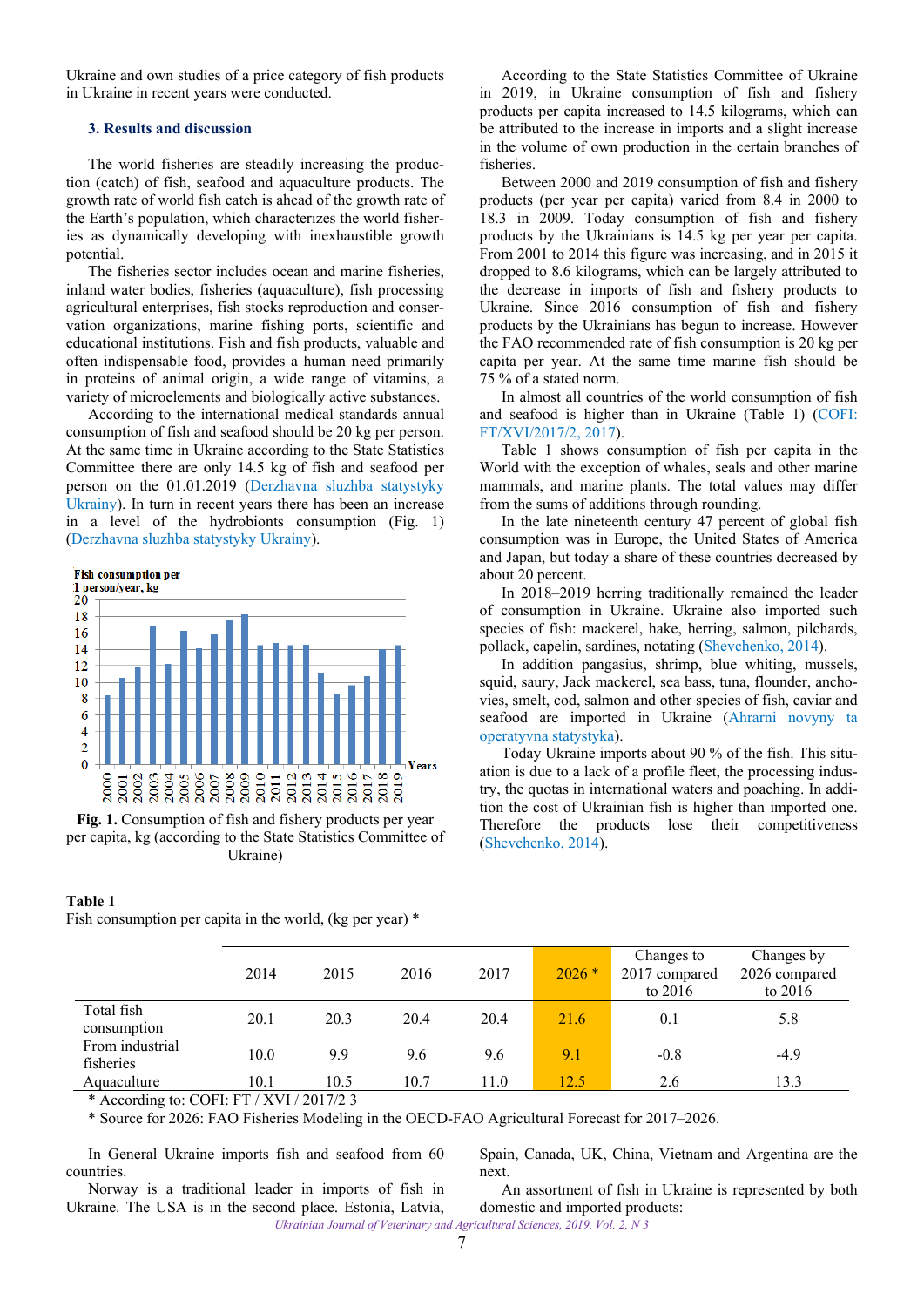Ukraine and own studies of a price category of fish products in Ukraine in recent years were conducted.

## 3. Results and discussion

The world fisheries are steadily increasing the production (catch) of fish, seafood and aquaculture products. The growth rate of world fish catch is ahead of the growth rate of the Earth's population, which characterizes the world fisheries as dynamically developing with inexhaustible growth potential.

The fisheries sector includes ocean and marine fisheries, inland water bodies, fisheries (aquaculture), fish processing agricultural enterprises, fish stocks reproduction and conservation organizations, marine fishing ports, scientific and educational institutions. Fish and fish products, valuable and often indispensable food, provides a human need primarily in proteins of animal origin, a wide range of vitamins, a variety of microelements and biologically active substances.

According to the international medical standards annual consumption of fish and seafood should be 20 kg per person. At the same time in Ukraine according to the State Statistics Committee there are only 14.5 kg of fish and seafood per person on the 01.01.2019 (Derzhavna sluzhba statystyky Ukrainy). In turn in recent years there has been an increase in a level of the hydrobionts consumption (Fig. 1) (Derzhavna sluzhba statystyky Ukrainy).

**Fig. 1.** Consumption of fish and fishery products per year per capita, kg (according to the State Statistics Committee of Ukraine)

According to the State Statistics Committee of Ukraine in 2019, in Ukraine consumption of fish and fishery products per capita increased to 14.5 kilograms, which can be attributed to the increase in imports and a slight increase in the volume of own production in the certain branches of fisheries.

Between 2000 and 2019 consumption of fish and fishery products (per year per capita) varied from 8.4 in 2000 to 18.3 in 2009. Today consumption of fish and fishery products by the Ukrainians is 14.5 kg per year per capita. From 2001 to 2014 this figure was increasing, and in 2015 it dropped to 8.6 kilograms, which can be largely attributed to the decrease in imports of fish and fishery products to Ukraine. Since 2016 consumption of fish and fishery products by the Ukrainians has begun to increase. However the FAO recommended rate of fish consumption is 20 kg per capita per year. At the same time marine fish should be 75 % of a stated norm.

In almost all countries of the world consumption of fish and seafood is higher than in Ukraine (Table 1) (COFI: FT/XVI/2017/2, 2017).

Table 1 shows consumption of fish per capita in the World with the exception of whales, seals and other marine mammals, and marine plants. The total values may differ from the sums of additions through rounding.

In the late nineteenth century 47 percent of global fish consumption was in Europe, the United States of America and Japan, but today a share of these countries decreased by about 20 percent.

In 2018–2019 herring traditionally remained the leader of consumption in Ukraine. Ukraine also imported such species of fish: mackerel, hake, herring, salmon, pilchards, pollack, capelin, sardines, notating (Shevchenko, 2014).

In addition pangasius, shrimp, blue whiting, mussels, squid, saury, Jack mackerel, sea bass, tuna, flounder, anchovies, smelt, cod, salmon and other species of fish, caviar and seafood are imported in Ukraine (Ahrarni novyny ta operatyvna statystyka).

Today Ukraine imports about 90 % of the fish. This situation is due to a lack of a profile fleet, the processing industry, the quotas in international waters and poaching. In addition the cost of Ukrainian fish is higher than imported one. Therefore the products lose their competitiveness (Shevchenko, 2014).

**Table 1**
Fish consumption per capita in the world, (kg per year) *

| | 2014 | 2015 | 2016 | 2017 | 2026 * | Changes to 2017 compared to 2016 | Changes by 2026 compared to 2016 |
|---|---|---|---|---|---|---|---|
| Total fish consumption | 20.1 | 20.3 | 20.4 | 20.4 | 21.6 | 0.1 | 5.8 |
| From industrial fisheries | 10.0 | 9.9 | 9.6 | 9.6 | 9.1 | -0.8 | -4.9 |
| Aquaculture | 10.1 | 10.5 | 10.7 | 11.0 | 12.5 | 2.6 | 13.3 |

\* According to: COFI: FT / XVI / 2017/2 3
\* Source for 2026: FAO Fisheries Modeling in the OECD-FAO Agricultural Forecast for 2017–2026.

In General Ukraine imports fish and seafood from 60 countries.

Norway is a traditional leader in imports of fish in Ukraine. The USA is in the second place. Estonia, Latvia, Spain, Canada, UK, China, Vietnam and Argentina are the next.

An assortment of fish in Ukraine is represented by both domestic and imported products: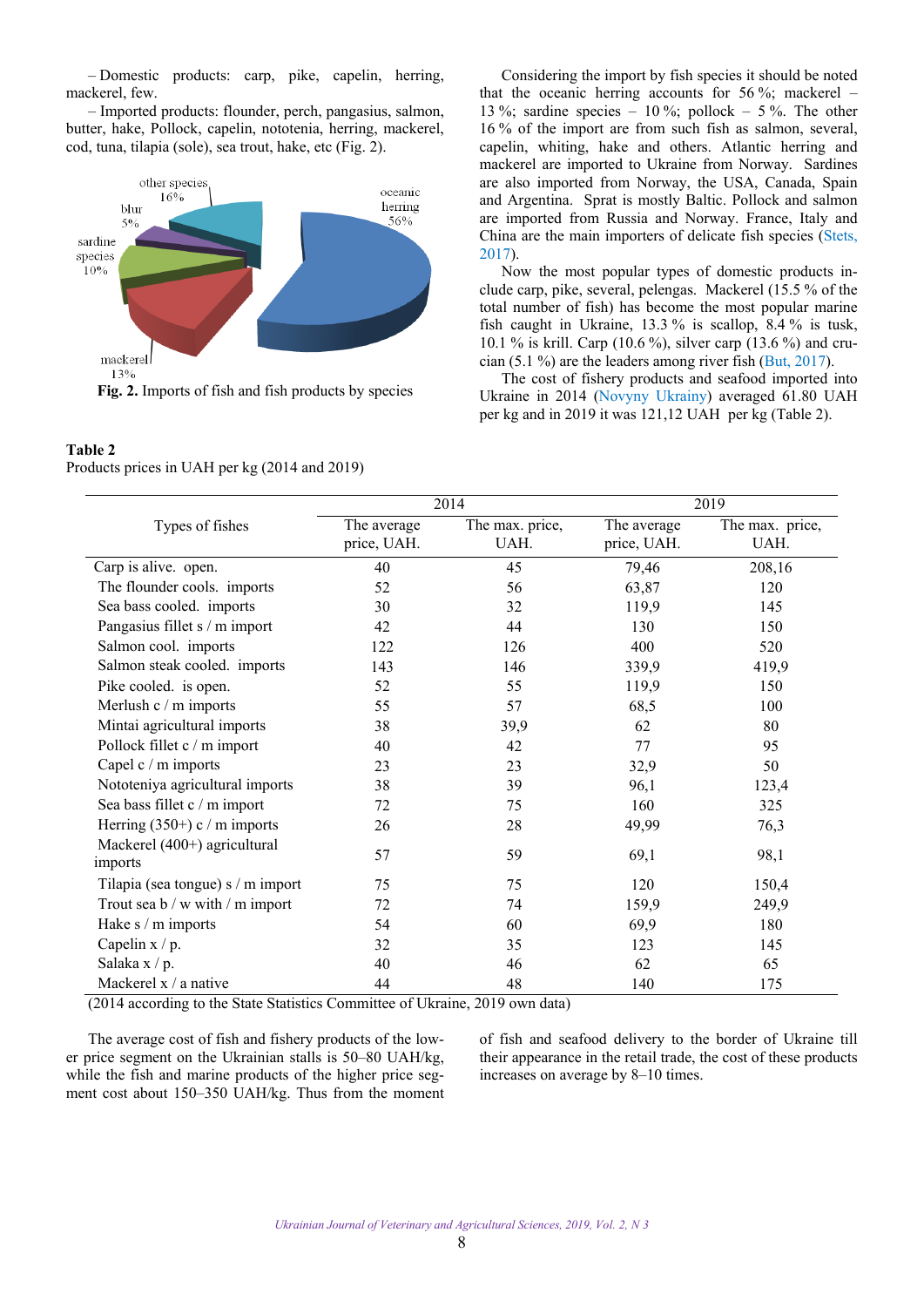– Domestic products: carp, pike, capelin, herring, mackerel, few.

– Imported products: flounder, perch, pangasius, salmon, butter, hake, Pollock, capelin, nototenia, herring, mackerel, cod, tuna, tilapia (sole), sea trout, hake, etc (Fig. 2).

**Fig. 2.** Imports of fish and fish products by species

Considering the import by fish species it should be noted that the oceanic herring accounts for 56 %; mackerel – 13 %; sardine species – 10 %; pollock – 5 %. The other 16 % of the import are from such fish as salmon, several, capelin, whiting, hake and others. Atlantic herring and mackerel are imported to Ukraine from Norway. Sardines are also imported from Norway, the USA, Canada, Spain and Argentina. Sprat is mostly Baltic. Pollock and salmon are imported from Russia and Norway. France, Italy and China are the main importers of delicate fish species (Stets, 2017).

Now the most popular types of domestic products include carp, pike, several, pelengas. Mackerel (15.5 % of the total number of fish) has become the most popular marine fish caught in Ukraine, 13.3 % is scallop, 8.4 % is tusk, 10.1 % is krill. Carp (10.6 %), silver carp (13.6 %) and crucian (5.1 %) are the leaders among river fish (But, 2017).

The cost of fishery products and seafood imported into Ukraine in 2014 (Novyny Ukrainy) averaged 61.80 UAH per kg and in 2019 it was 121,12 UAH per kg (Table 2).

**Table 2**
Products prices in UAH per kg (2014 and 2019)

| Types of fishes | 2014 | | 2019 | |
|---|---|---|---|---|
| | The average price, UAH. | The max. price, UAH. | The average price, UAH. | The max. price, UAH. |
| Carp is alive. open. | 40 | 45 | 79,46 | 208,16 |
| The flounder cools. imports | 52 | 56 | 63,87 | 120 |
| Sea bass cooled. imports | 30 | 32 | 119,9 | 145 |
| Pangasius fillet s / m import | 42 | 44 | 130 | 150 |
| Salmon cool. imports | 122 | 126 | 400 | 520 |
| Salmon steak cooled. imports | 143 | 146 | 339,9 | 419,9 |
| Pike cooled. is open. | 52 | 55 | 119,9 | 150 |
| Merlush c / m imports | 55 | 57 | 68,5 | 100 |
| Mintai agricultural imports | 38 | 39,9 | 62 | 80 |
| Pollock fillet c / m import | 40 | 42 | 77 | 95 |
| Capel c / m imports | 23 | 23 | 32,9 | 50 |
| Nototeniya agricultural imports | 38 | 39 | 96,1 | 123,4 |
| Sea bass fillet c / m import | 72 | 75 | 160 | 325 |
| Herring (350+) c / m imports | 26 | 28 | 49,99 | 76,3 |
| Mackerel (400+) agricultural imports | 57 | 59 | 69,1 | 98,1 |
| Tilapia (sea tongue) s / m import | 75 | 75 | 120 | 150,4 |
| Trout sea b / w with / m import | 72 | 74 | 159,9 | 249,9 |
| Hake s / m imports | 54 | 60 | 69,9 | 180 |
| Capelin x / p. | 32 | 35 | 123 | 145 |
| Salaka x / p. | 40 | 46 | 62 | 65 |
| Mackerel x / a native | 44 | 48 | 140 | 175 |

(2014 according to the State Statistics Committee of Ukraine, 2019 own data)

The average cost of fish and fishery products of the lower price segment on the Ukrainian stalls is 50–80 UAH/kg, while the fish and marine products of the higher price segment cost about 150–350 UAH/kg. Thus from the moment of fish and seafood delivery to the border of Ukraine till their appearance in the retail trade, the cost of these products increases on average by 8–10 times.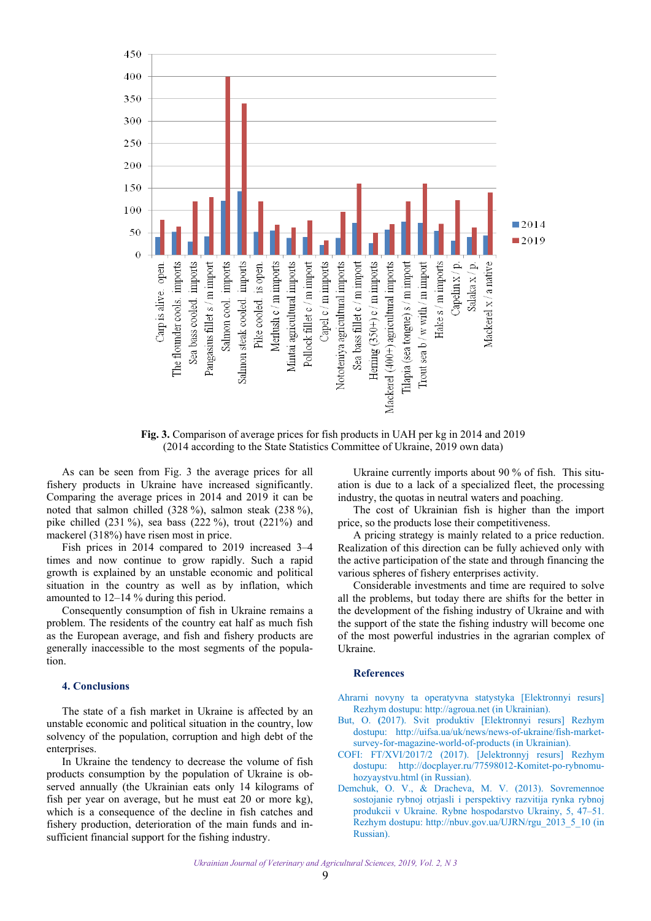**Fig. 3.** Comparison of average prices for fish products in UAH per kg in 2014 and 2019 (2014 according to the State Statistics Committee of Ukraine, 2019 own data)

As can be seen from Fig. 3 the average prices for all fishery products in Ukraine have increased significantly. Comparing the average prices in 2014 and 2019 it can be noted that salmon chilled (328 %), salmon steak (238 %), pike chilled (231 %), sea bass (222 %), trout (221%) and mackerel (318%) have risen most in price.

Fish prices in 2014 compared to 2019 increased 3–4 times and now continue to grow rapidly. Such a rapid growth is explained by an unstable economic and political situation in the country as well as by inflation, which amounted to 12–14 % during this period.

Consequently consumption of fish in Ukraine remains a problem. The residents of the country eat half as much fish as the European average, and fish and fishery products are generally inaccessible to the most segments of the population.

## 4. Conclusions

The state of a fish market in Ukraine is affected by an unstable economic and political situation in the country, low solvency of the population, corruption and high debt of the enterprises.

In Ukraine the tendency to decrease the volume of fish products consumption by the population of Ukraine is observed annually (the Ukrainian eats only 14 kilograms of fish per year on average, but he must eat 20 or more kg), which is a consequence of the decline in fish catches and fishery production, deterioration of the main funds and insufficient financial support for the fishing industry.

Ukraine currently imports about 90 % of fish. This situation is due to a lack of a specialized fleet, the processing industry, the quotas in neutral waters and poaching.

The cost of Ukrainian fish is higher than the import price, so the products lose their competitiveness.

A pricing strategy is mainly related to a price reduction. Realization of this direction can be fully achieved only with the active participation of the state and through financing the various spheres of fishery enterprises activity.

Considerable investments and time are required to solve all the problems, but today there are shifts for the better in the development of the fishing industry of Ukraine and with the support of the state the fishing industry will become one of the most powerful industries in the agrarian complex of Ukraine.

## References

Ahrarni novyny ta operatyvna statystyka [Elektronnyi resurs] Rezhym dostupu: http://agroua.net (in Ukrainian).

But, O. (2017). Svit produktiv [Elektronnyi resurs] Rezhym dostupu: http://uifsa.ua/uk/news/news-of-ukraine/fish-market-survey-for-magazine-world-of-products (in Ukrainian).

COFI: FT/XVI/2017/2 (2017). [Jelektronnyj resurs] Rezhym dostupu: http://docplayer.ru/77598012-Komitet-po-rybnomu-hozyaystvu.html (in Russian).

Demchuk, O. V., & Dracheva, M. V. (2013). Sovremennoe sostojanie rybnoj otrjasli i perspektivy razvitija rynka rybnoj produkcii v Ukraine. Rybne hospodarstvo Ukrainy, 5, 47–51. Rezhym dostupu: http://nbuv.gov.ua/UJRN/rgu_2013_5_10 (in Russian).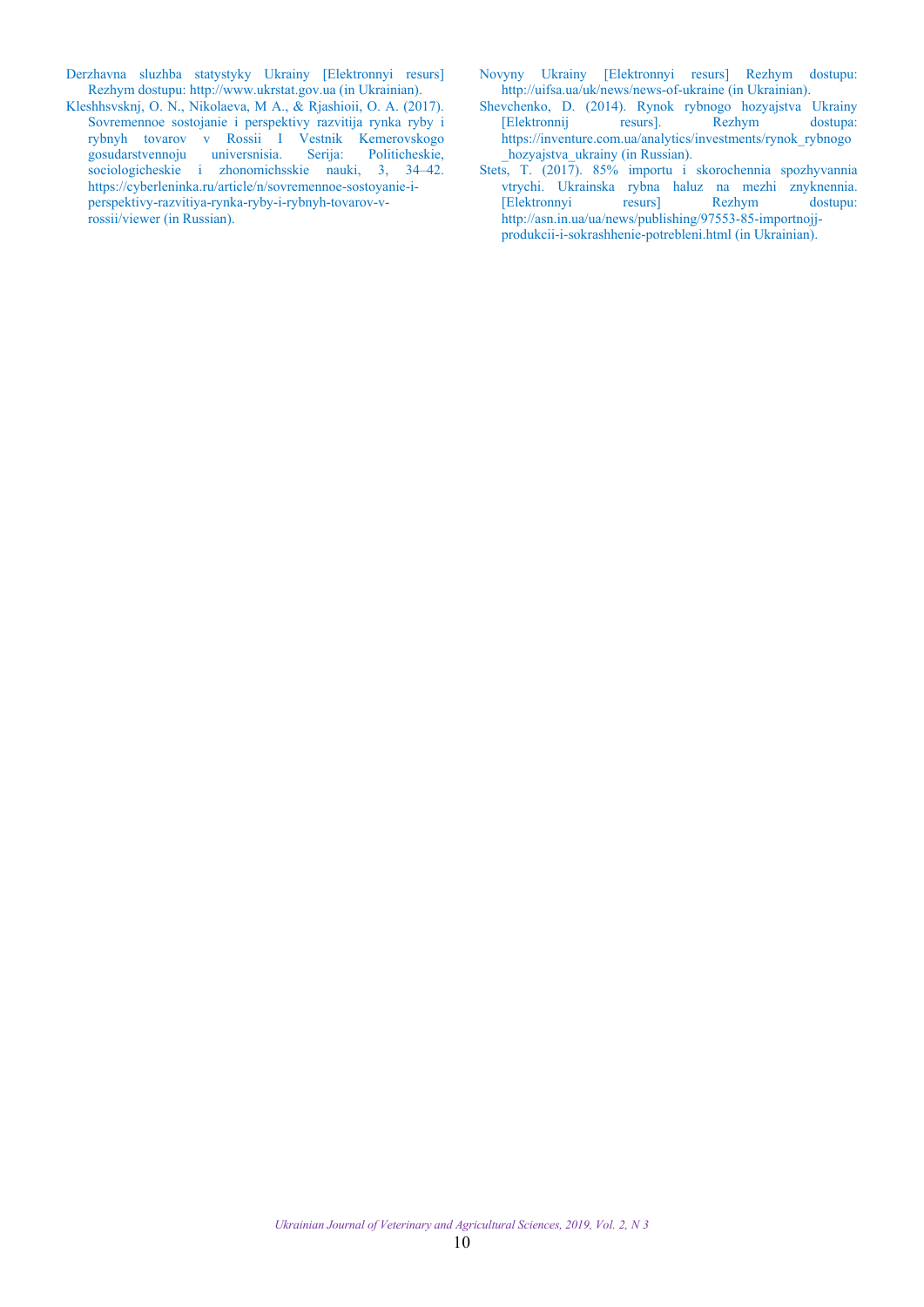Derzhavna sluzhba statystyky Ukrainy [Elektronnyi resurs] Rezhym dostupu: http://www.ukrstat.gov.ua (in Ukrainian).

Kleshhsvsknj, O. N., Nikolaeva, M A., & Rjashioii, O. A. (2017). Sovremennoe sostojanie i perspektivy razvitija rynka ryby i rybnyh tovarov v Rossii I Vestnik Kemerovskogo gosudarstvennoju universnisia. Serija: Politicheskie, sociologicheskie i zhonomichsskie nauki, 3, 34–42. https://cyberleninka.ru/article/n/sovremennoe-sostoyanie-i-perspektivy-razvitiya-rynka-ryby-i-rybnyh-tovarov-v-rossii/viewer (in Russian).

Novyny Ukrainy [Elektronnyi resurs] Rezhym dostupu: http://uifsa.ua/uk/news/news-of-ukraine (in Ukrainian).

Shevchenko, D. (2014). Rynok rybnogo hozyajstva Ukrainy [Elektronnij resurs]. Rezhym dostupa: https://inventure.com.ua/analytics/investments/rynok_rybnogo_hozyajstva_ukrainy (in Russian).

Stets, T. (2017). 85% importu i skorochennia spozhyvannia vtrychi. Ukrainska rybna haluz na mezhi znyknennia. [Elektronnyi resurs] Rezhym dostupu: http://asn.in.ua/ua/news/publishing/97553-85-importnojj-produkcii-i-sokrashhenie-potrebleni.html (in Ukrainian).